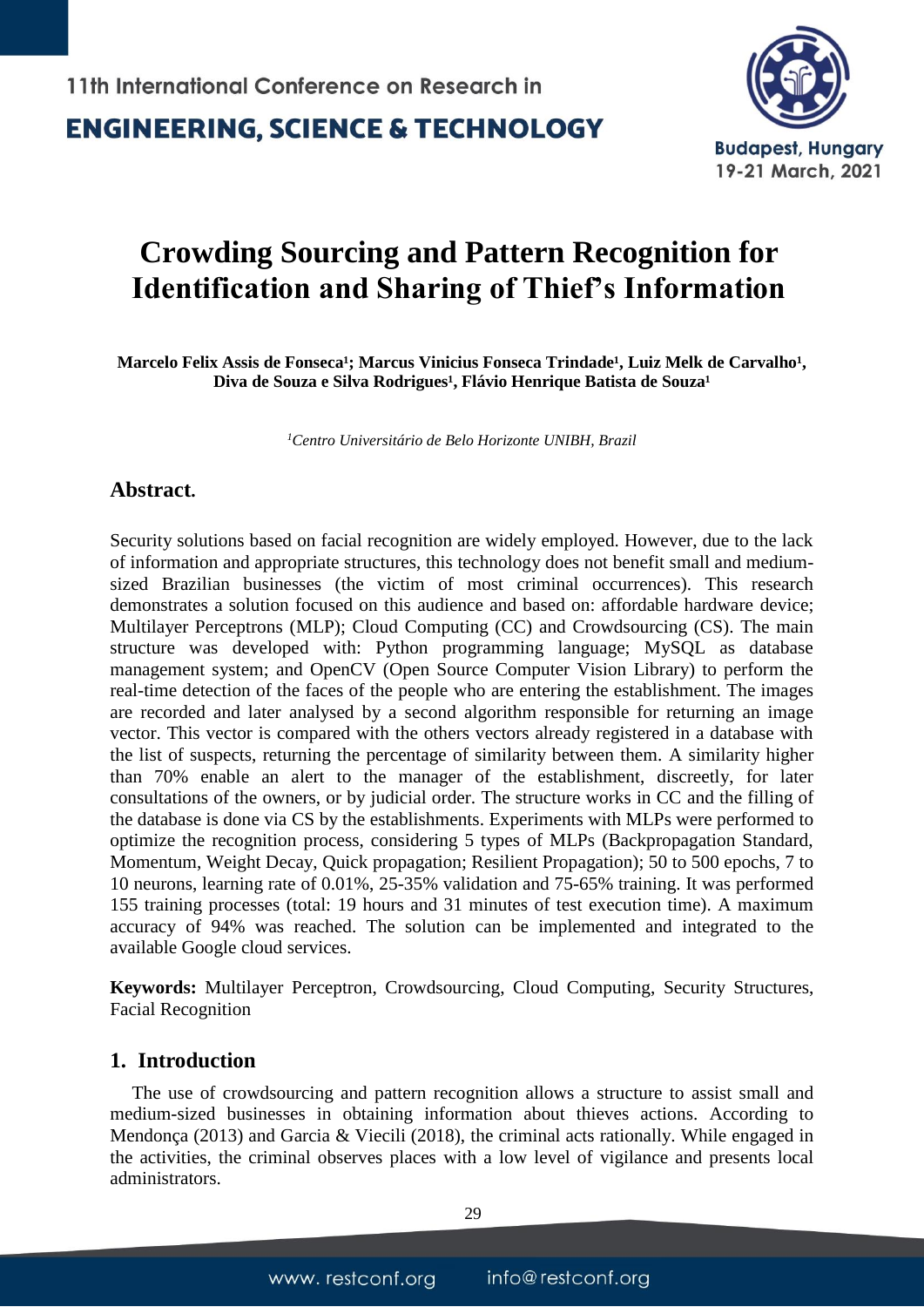# Crowding Sourcing and Pattern Recognition for Identification and Sharing of Thief's Information

**Marcelo Felix Assis de Fonseca[1]; Marcus Vinicius Fonseca Trindade[1], Luiz Melk de Carvalho[1], Diva de Souza e Silva Rodrigues[1], Flávio Henrique Batista de Souza[1]**

[1]*Centro Universitário de Belo Horizonte UNIBH, Brazil*

## Abstract.

Security solutions based on facial recognition are widely employed. However, due to the lack of information and appropriate structures, this technology does not benefit small and medium-sized Brazilian businesses (the victim of most criminal occurrences). This research demonstrates a solution focused on this audience and based on: affordable hardware device; Multilayer Perceptrons (MLP); Cloud Computing (CC) and Crowdsourcing (CS). The main structure was developed with: Python programming language; MySQL as database management system; and OpenCV (Open Source Computer Vision Library) to perform the real-time detection of the faces of the people who are entering the establishment. The images are recorded and later analysed by a second algorithm responsible for returning an image vector. This vector is compared with the others vectors already registered in a database with the list of suspects, returning the percentage of similarity between them. A similarity higher than 70% enable an alert to the manager of the establishment, discreetly, for later consultations of the owners, or by judicial order. The structure works in CC and the filling of the database is done via CS by the establishments. Experiments with MLPs were performed to optimize the recognition process, considering 5 types of MLPs (Backpropagation Standard, Momentum, Weight Decay, Quick propagation; Resilient Propagation); 50 to 500 epochs, 7 to 10 neurons, learning rate of 0.01%, 25-35% validation and 75-65% training. It was performed 155 training processes (total: 19 hours and 31 minutes of test execution time). A maximum accuracy of 94% was reached. The solution can be implemented and integrated to the available Google cloud services.

**Keywords:** Multilayer Perceptron, Crowdsourcing, Cloud Computing, Security Structures, Facial Recognition

## 1. Introduction

The use of crowdsourcing and pattern recognition allows a structure to assist small and medium-sized businesses in obtaining information about thieves actions. According to Mendonça (2013) and Garcia & Viecili (2018), the criminal acts rationally. While engaged in the activities, the criminal observes places with a low level of vigilance and presents local administrators.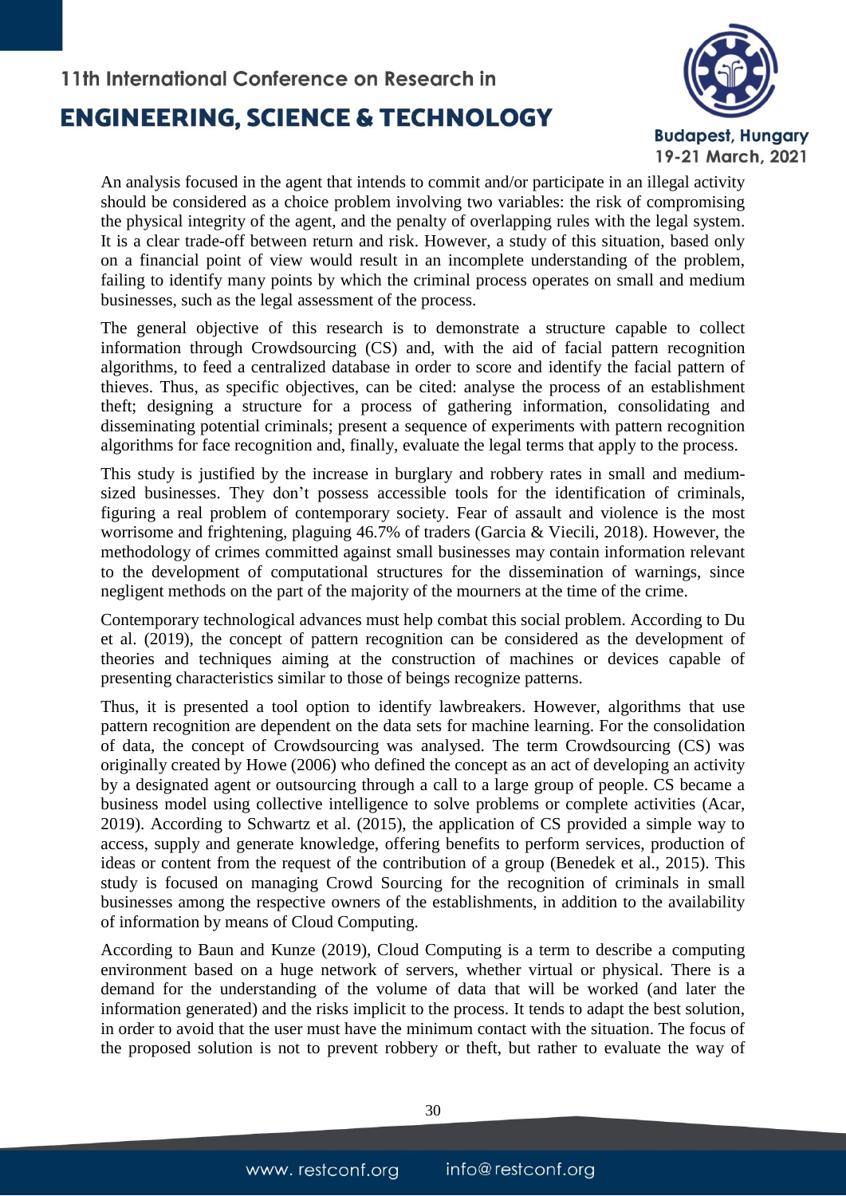An analysis focused in the agent that intends to commit and/or participate in an illegal activity should be considered as a choice problem involving two variables: the risk of compromising the physical integrity of the agent, and the penalty of overlapping rules with the legal system. It is a clear trade-off between return and risk. However, a study of this situation, based only on a financial point of view would result in an incomplete understanding of the problem, failing to identify many points by which the criminal process operates on small and medium businesses, such as the legal assessment of the process.

The general objective of this research is to demonstrate a structure capable to collect information through Crowdsourcing (CS) and, with the aid of facial pattern recognition algorithms, to feed a centralized database in order to score and identify the facial pattern of thieves. Thus, as specific objectives, can be cited: analyse the process of an establishment theft; designing a structure for a process of gathering information, consolidating and disseminating potential criminals; present a sequence of experiments with pattern recognition algorithms for face recognition and, finally, evaluate the legal terms that apply to the process.

This study is justified by the increase in burglary and robbery rates in small and medium-sized businesses. They don't possess accessible tools for the identification of criminals, figuring a real problem of contemporary society. Fear of assault and violence is the most worrisome and frightening, plaguing 46.7% of traders (Garcia & Viecili, 2018). However, the methodology of crimes committed against small businesses may contain information relevant to the development of computational structures for the dissemination of warnings, since negligent methods on the part of the majority of the mourners at the time of the crime.

Contemporary technological advances must help combat this social problem. According to Du et al. (2019), the concept of pattern recognition can be considered as the development of theories and techniques aiming at the construction of machines or devices capable of presenting characteristics similar to those of beings recognize patterns.

Thus, it is presented a tool option to identify lawbreakers. However, algorithms that use pattern recognition are dependent on the data sets for machine learning. For the consolidation of data, the concept of Crowdsourcing was analysed. The term Crowdsourcing (CS) was originally created by Howe (2006) who defined the concept as an act of developing an activity by a designated agent or outsourcing through a call to a large group of people. CS became a business model using collective intelligence to solve problems or complete activities (Acar, 2019). According to Schwartz et al. (2015), the application of CS provided a simple way to access, supply and generate knowledge, offering benefits to perform services, production of ideas or content from the request of the contribution of a group (Benedek et al., 2015). This study is focused on managing Crowd Sourcing for the recognition of criminals in small businesses among the respective owners of the establishments, in addition to the availability of information by means of Cloud Computing.

According to Baun and Kunze (2019), Cloud Computing is a term to describe a computing environment based on a huge network of servers, whether virtual or physical. There is a demand for the understanding of the volume of data that will be worked (and later the information generated) and the risks implicit to the process. It tends to adapt the best solution, in order to avoid that the user must have the minimum contact with the situation. The focus of the proposed solution is not to prevent robbery or theft, but rather to evaluate the way of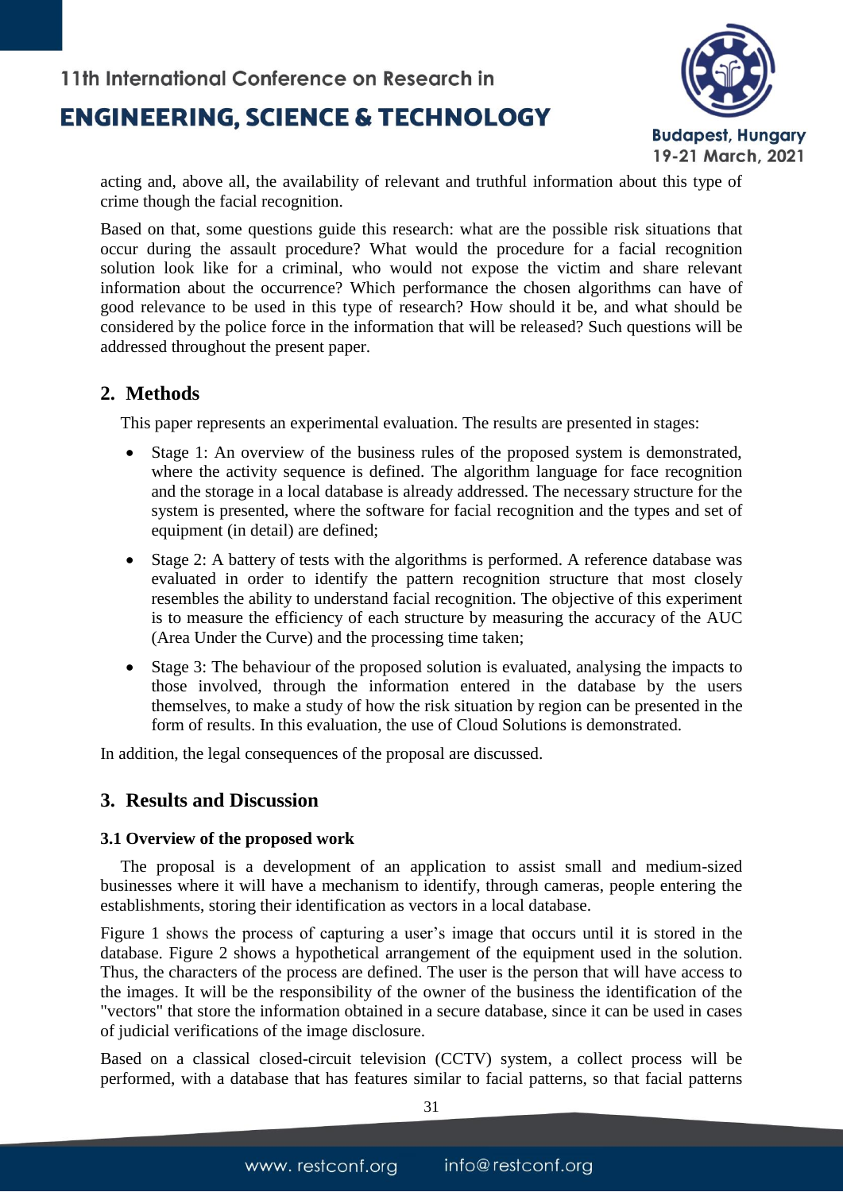acting and, above all, the availability of relevant and truthful information about this type of crime though the facial recognition.

Based on that, some questions guide this research: what are the possible risk situations that occur during the assault procedure? What would the procedure for a facial recognition solution look like for a criminal, who would not expose the victim and share relevant information about the occurrence? Which performance the chosen algorithms can have of good relevance to be used in this type of research? How should it be, and what should be considered by the police force in the information that will be released? Such questions will be addressed throughout the present paper.

## 2. Methods

This paper represents an experimental evaluation. The results are presented in stages:

- Stage 1: An overview of the business rules of the proposed system is demonstrated, where the activity sequence is defined. The algorithm language for face recognition and the storage in a local database is already addressed. The necessary structure for the system is presented, where the software for facial recognition and the types and set of equipment (in detail) are defined;
- Stage 2: A battery of tests with the algorithms is performed. A reference database was evaluated in order to identify the pattern recognition structure that most closely resembles the ability to understand facial recognition. The objective of this experiment is to measure the efficiency of each structure by measuring the accuracy of the AUC (Area Under the Curve) and the processing time taken;
- Stage 3: The behaviour of the proposed solution is evaluated, analysing the impacts to those involved, through the information entered in the database by the users themselves, to make a study of how the risk situation by region can be presented in the form of results. In this evaluation, the use of Cloud Solutions is demonstrated.

In addition, the legal consequences of the proposal are discussed.

## 3. Results and Discussion

### 3.1 Overview of the proposed work

The proposal is a development of an application to assist small and medium-sized businesses where it will have a mechanism to identify, through cameras, people entering the establishments, storing their identification as vectors in a local database.

Figure 1 shows the process of capturing a user's image that occurs until it is stored in the database. Figure 2 shows a hypothetical arrangement of the equipment used in the solution. Thus, the characters of the process are defined. The user is the person that will have access to the images. It will be the responsibility of the owner of the business the identification of the "vectors" that store the information obtained in a secure database, since it can be used in cases of judicial verifications of the image disclosure.

Based on a classical closed-circuit television (CCTV) system, a collect process will be performed, with a database that has features similar to facial patterns, so that facial patterns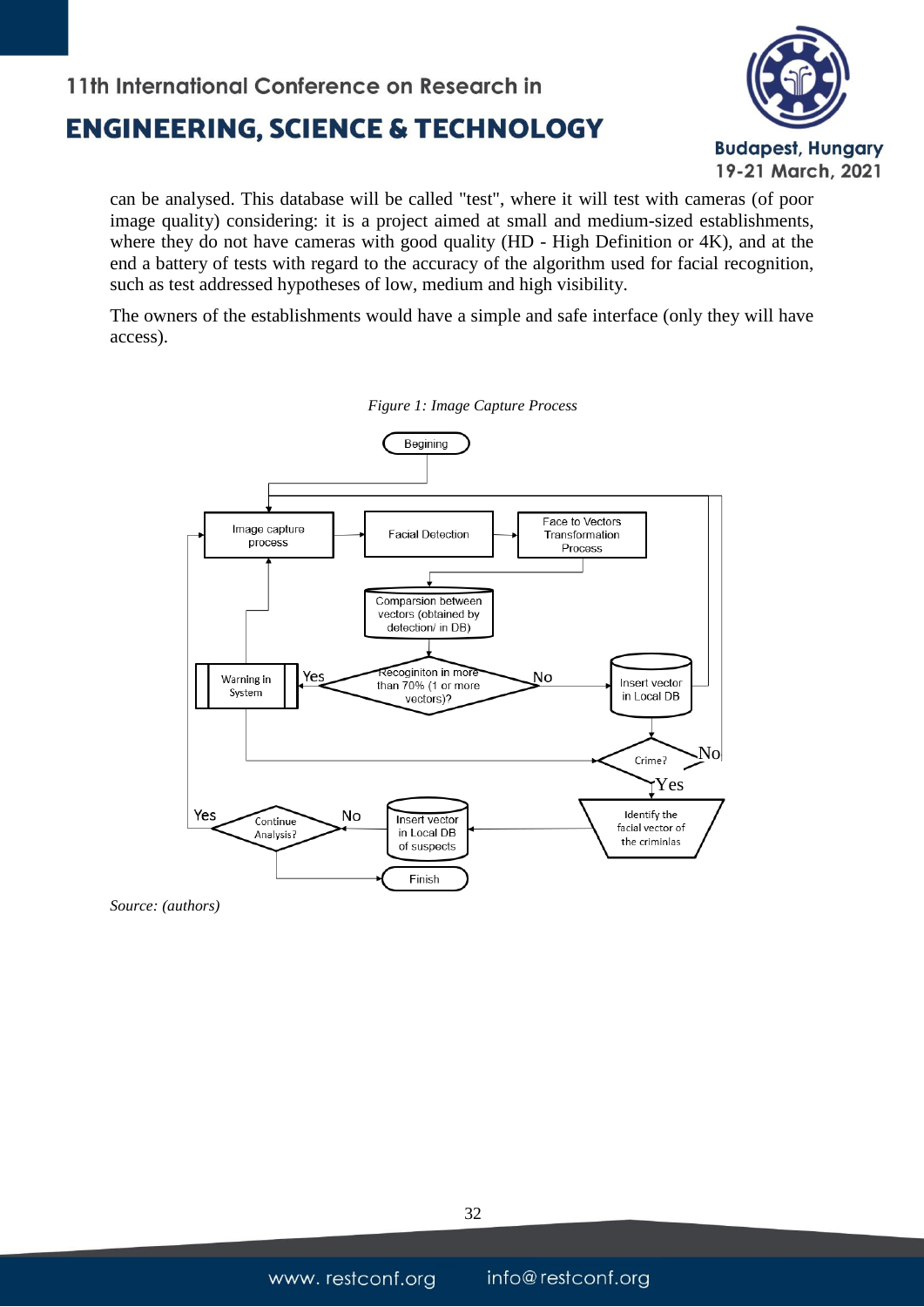can be analysed. This database will be called "test", where it will test with cameras (of poor image quality) considering: it is a project aimed at small and medium-sized establishments, where they do not have cameras with good quality (HD - High Definition or 4K), and at the end a battery of tests with regard to the accuracy of the algorithm used for facial recognition, such as test addressed hypotheses of low, medium and high visibility.

The owners of the establishments would have a simple and safe interface (only they will have access).

*Figure 1: Image Capture Process*

*Source: (authors)*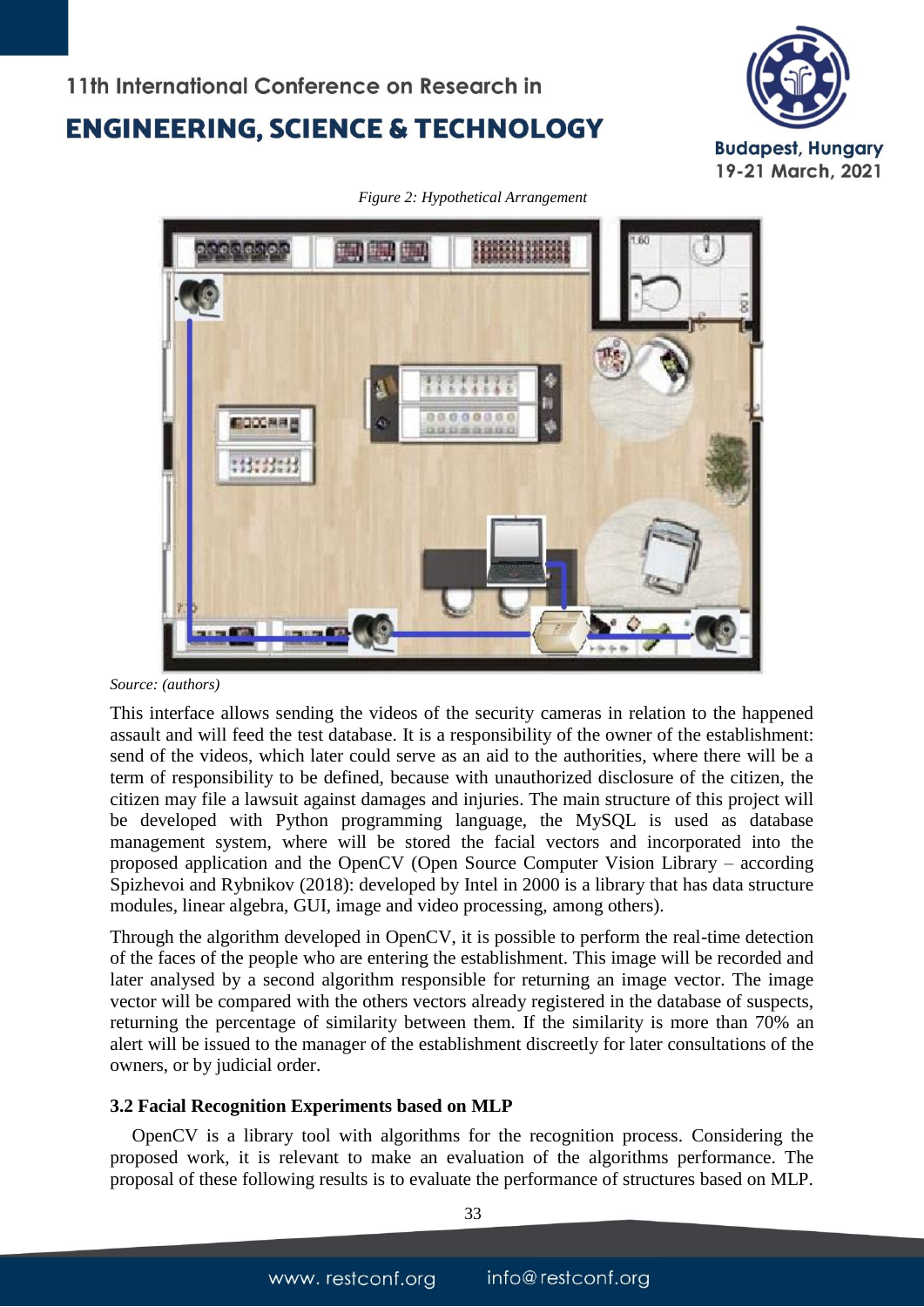*Figure 2: Hypothetical Arrangement*

*Source: (authors)*

This interface allows sending the videos of the security cameras in relation to the happened assault and will feed the test database. It is a responsibility of the owner of the establishment: send of the videos, which later could serve as an aid to the authorities, where there will be a term of responsibility to be defined, because with unauthorized disclosure of the citizen, the citizen may file a lawsuit against damages and injuries. The main structure of this project will be developed with Python programming language, the MySQL is used as database management system, where will be stored the facial vectors and incorporated into the proposed application and the OpenCV (Open Source Computer Vision Library – according Spizhevoi and Rybnikov (2018): developed by Intel in 2000 is a library that has data structure modules, linear algebra, GUI, image and video processing, among others).

Through the algorithm developed in OpenCV, it is possible to perform the real-time detection of the faces of the people who are entering the establishment. This image will be recorded and later analysed by a second algorithm responsible for returning an image vector. The image vector will be compared with the others vectors already registered in the database of suspects, returning the percentage of similarity between them. If the similarity is more than 70% an alert will be issued to the manager of the establishment discreetly for later consultations of the owners, or by judicial order.

### 3.2 Facial Recognition Experiments based on MLP

OpenCV is a library tool with algorithms for the recognition process. Considering the proposed work, it is relevant to make an evaluation of the algorithms performance. The proposal of these following results is to evaluate the performance of structures based on MLP.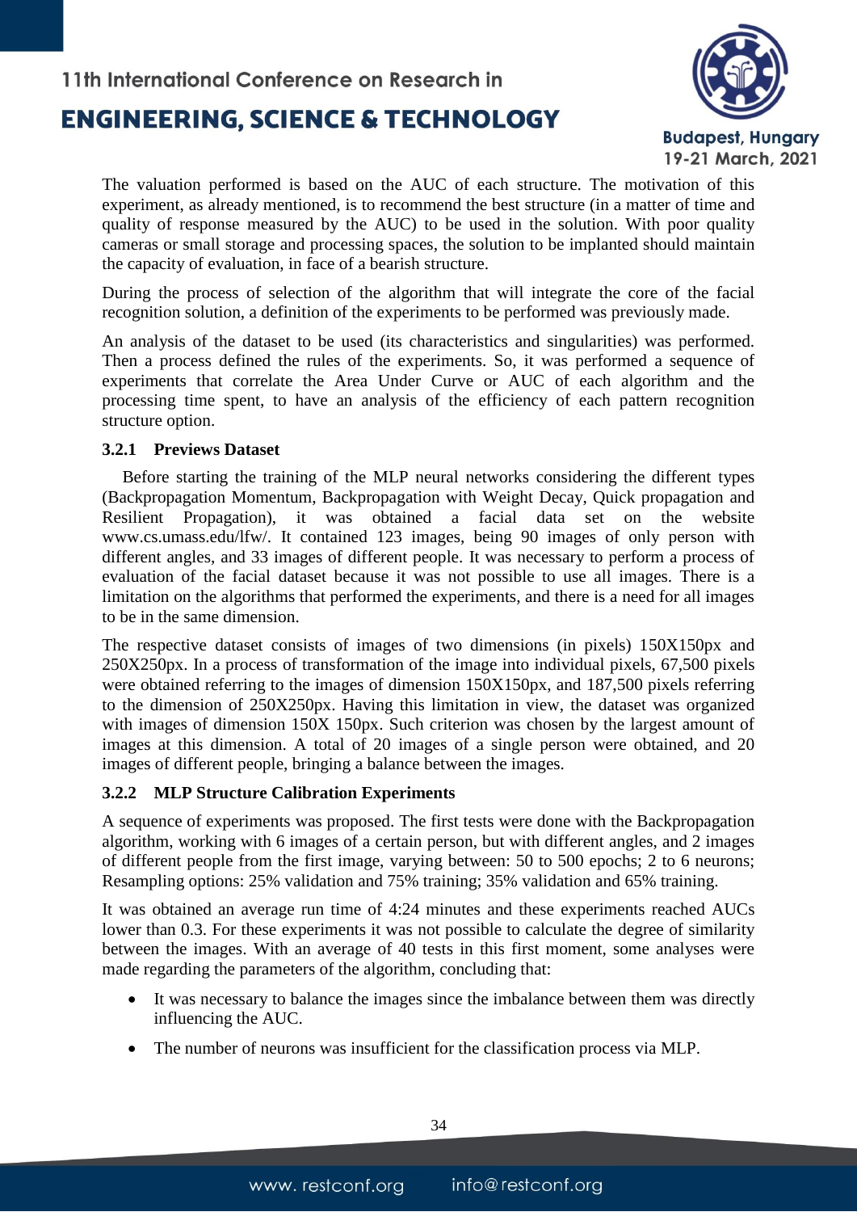The valuation performed is based on the AUC of each structure. The motivation of this experiment, as already mentioned, is to recommend the best structure (in a matter of time and quality of response measured by the AUC) to be used in the solution. With poor quality cameras or small storage and processing spaces, the solution to be implanted should maintain the capacity of evaluation, in face of a bearish structure.

During the process of selection of the algorithm that will integrate the core of the facial recognition solution, a definition of the experiments to be performed was previously made.

An analysis of the dataset to be used (its characteristics and singularities) was performed. Then a process defined the rules of the experiments. So, it was performed a sequence of experiments that correlate the Area Under Curve or AUC of each algorithm and the processing time spent, to have an analysis of the efficiency of each pattern recognition structure option.

#### 3.2.1 Previews Dataset

Before starting the training of the MLP neural networks considering the different types (Backpropagation Momentum, Backpropagation with Weight Decay, Quick propagation and Resilient Propagation), it was obtained a facial data set on the website www.cs.umass.edu/lfw/. It contained 123 images, being 90 images of only person with different angles, and 33 images of different people. It was necessary to perform a process of evaluation of the facial dataset because it was not possible to use all images. There is a limitation on the algorithms that performed the experiments, and there is a need for all images to be in the same dimension.

The respective dataset consists of images of two dimensions (in pixels) 150X150px and 250X250px. In a process of transformation of the image into individual pixels, 67,500 pixels were obtained referring to the images of dimension 150X150px, and 187,500 pixels referring to the dimension of 250X250px. Having this limitation in view, the dataset was organized with images of dimension 150X 150px. Such criterion was chosen by the largest amount of images at this dimension. A total of 20 images of a single person were obtained, and 20 images of different people, bringing a balance between the images.

#### 3.2.2 MLP Structure Calibration Experiments

A sequence of experiments was proposed. The first tests were done with the Backpropagation algorithm, working with 6 images of a certain person, but with different angles, and 2 images of different people from the first image, varying between: 50 to 500 epochs; 2 to 6 neurons; Resampling options: 25% validation and 75% training; 35% validation and 65% training.

It was obtained an average run time of 4:24 minutes and these experiments reached AUCs lower than 0.3. For these experiments it was not possible to calculate the degree of similarity between the images. With an average of 40 tests in this first moment, some analyses were made regarding the parameters of the algorithm, concluding that:

- It was necessary to balance the images since the imbalance between them was directly influencing the AUC.
- The number of neurons was insufficient for the classification process via MLP.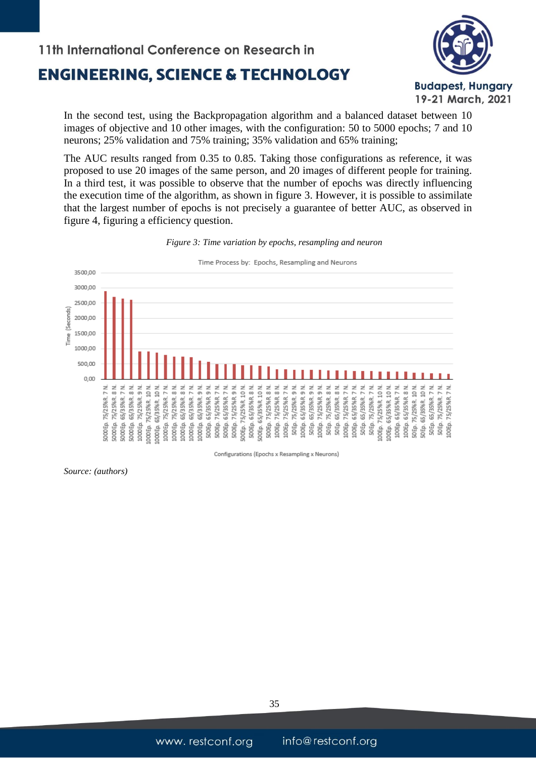In the second test, using the Backpropagation algorithm and a balanced dataset between 10 images of objective and 10 other images, with the configuration: 50 to 5000 epochs; 7 and 10 neurons; 25% validation and 75% training; 35% validation and 65% training;

The AUC results ranged from 0.35 to 0.85. Taking those configurations as reference, it was proposed to use 20 images of the same person, and 20 images of different people for training. In a third test, it was possible to observe that the number of epochs was directly influencing the execution time of the algorithm, as shown in figure 3. However, it is possible to assimilate that the largest number of epochs is not precisely a guarantee of better AUC, as observed in figure 4, figuring a efficiency question.

*Figure 3: Time variation by epochs, resampling and neuron*

*Source: (authors)*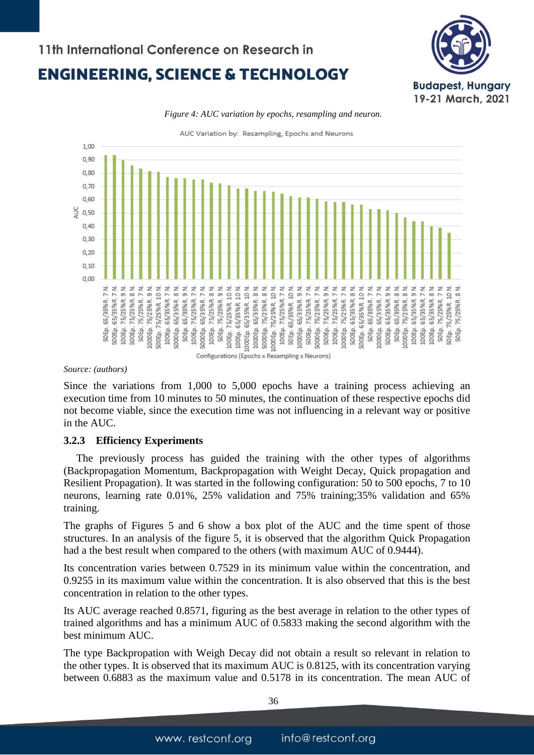*Figure 4: AUC variation by epochs, resampling and neuron.*

*Source: (authors)*

Since the variations from 1,000 to 5,000 epochs have a training process achieving an execution time from 10 minutes to 50 minutes, the continuation of these respective epochs did not become viable, since the execution time was not influencing in a relevant way or positive in the AUC.

### 3.2.3 Efficiency Experiments

The previously process has guided the training with the other types of algorithms (Backpropagation Momentum, Backpropagation with Weight Decay, Quick propagation and Resilient Propagation). It was started in the following configuration: 50 to 500 epochs, 7 to 10 neurons, learning rate 0.01%, 25% validation and 75% training;35% validation and 65% training.

The graphs of Figures 5 and 6 show a box plot of the AUC and the time spent of those structures. In an analysis of the figure 5, it is observed that the algorithm Quick Propagation had a the best result when compared to the others (with maximum AUC of 0.9444).

Its concentration varies between 0.7529 in its minimum value within the concentration, and 0.9255 in its maximum value within the concentration. It is also observed that this is the best concentration in relation to the other types.

Its AUC average reached 0.8571, figuring as the best average in relation to the other types of trained algorithms and has a minimum AUC of 0.5833 making the second algorithm with the best minimum AUC.

The type Backpropation with Weigh Decay did not obtain a result so relevant in relation to the other types. It is observed that its maximum AUC is 0.8125, with its concentration varying between 0.6883 as the maximum value and 0.5178 in its concentration. The mean AUC of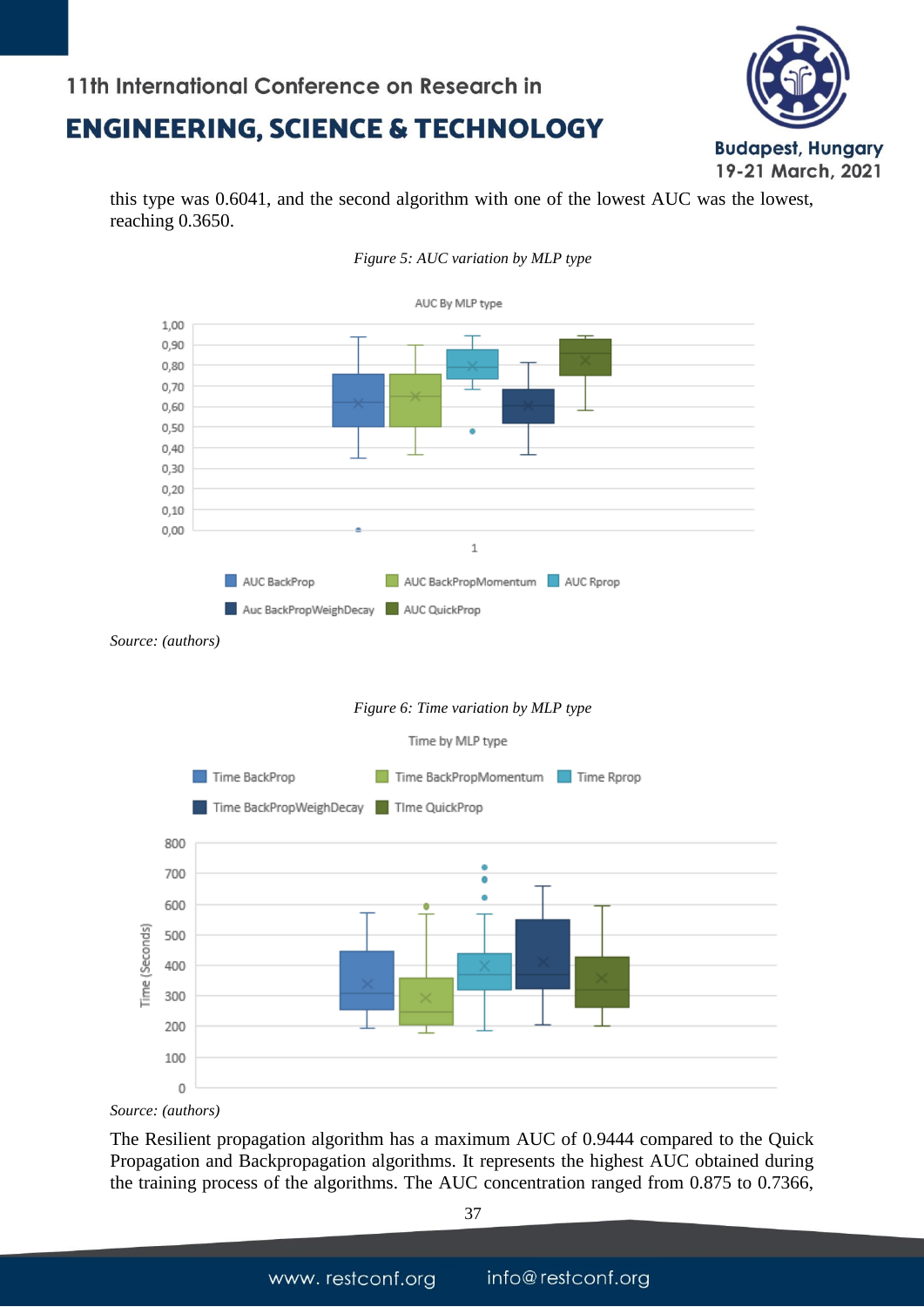this type was 0.6041, and the second algorithm with one of the lowest AUC was the lowest, reaching 0.3650.

*Figure 5: AUC variation by MLP type*

*Source: (authors)*

*Figure 6: Time variation by MLP type*

*Source: (authors)*

The Resilient propagation algorithm has a maximum AUC of 0.9444 compared to the Quick Propagation and Backpropagation algorithms. It represents the highest AUC obtained during the training process of the algorithms. The AUC concentration ranged from 0.875 to 0.7366,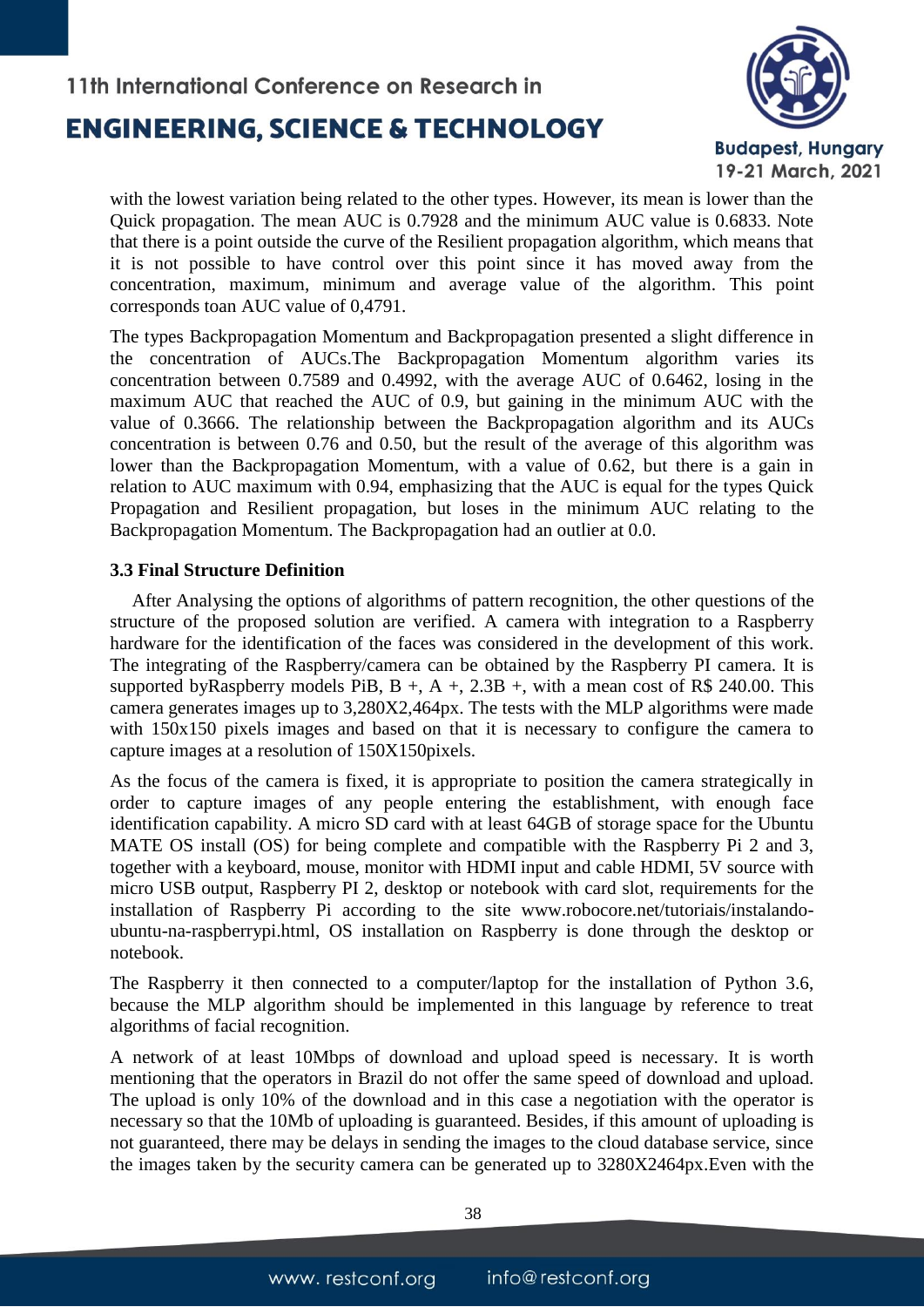with the lowest variation being related to the other types. However, its mean is lower than the Quick propagation. The mean AUC is 0.7928 and the minimum AUC value is 0.6833. Note that there is a point outside the curve of the Resilient propagation algorithm, which means that it is not possible to have control over this point since it has moved away from the concentration, maximum, minimum and average value of the algorithm. This point corresponds toan AUC value of 0,4791.

The types Backpropagation Momentum and Backpropagation presented a slight difference in the concentration of AUCs.The Backpropagation Momentum algorithm varies its concentration between 0.7589 and 0.4992, with the average AUC of 0.6462, losing in the maximum AUC that reached the AUC of 0.9, but gaining in the minimum AUC with the value of 0.3666. The relationship between the Backpropagation algorithm and its AUCs concentration is between 0.76 and 0.50, but the result of the average of this algorithm was lower than the Backpropagation Momentum, with a value of 0.62, but there is a gain in relation to AUC maximum with 0.94, emphasizing that the AUC is equal for the types Quick Propagation and Resilient propagation, but loses in the minimum AUC relating to the Backpropagation Momentum. The Backpropagation had an outlier at 0.0.

### 3.3 Final Structure Definition

After Analysing the options of algorithms of pattern recognition, the other questions of the structure of the proposed solution are verified. A camera with integration to a Raspberry hardware for the identification of the faces was considered in the development of this work. The integrating of the Raspberry/camera can be obtained by the Raspberry PI camera. It is supported byRaspberry models PiB, B +, A +, 2.3B +, with a mean cost of R$ 240.00. This camera generates images up to 3,280X2,464px. The tests with the MLP algorithms were made with 150x150 pixels images and based on that it is necessary to configure the camera to capture images at a resolution of 150X150pixels.

As the focus of the camera is fixed, it is appropriate to position the camera strategically in order to capture images of any people entering the establishment, with enough face identification capability. A micro SD card with at least 64GB of storage space for the Ubuntu MATE OS install (OS) for being complete and compatible with the Raspberry Pi 2 and 3, together with a keyboard, mouse, monitor with HDMI input and cable HDMI, 5V source with micro USB output, Raspberry PI 2, desktop or notebook with card slot, requirements for the installation of Raspberry Pi according to the site www.robocore.net/tutoriais/instalando-ubuntu-na-raspberrypi.html, OS installation on Raspberry is done through the desktop or notebook.

The Raspberry it then connected to a computer/laptop for the installation of Python 3.6, because the MLP algorithm should be implemented in this language by reference to treat algorithms of facial recognition.

A network of at least 10Mbps of download and upload speed is necessary. It is worth mentioning that the operators in Brazil do not offer the same speed of download and upload. The upload is only 10% of the download and in this case a negotiation with the operator is necessary so that the 10Mb of uploading is guaranteed. Besides, if this amount of uploading is not guaranteed, there may be delays in sending the images to the cloud database service, since the images taken by the security camera can be generated up to 3280X2464px.Even with the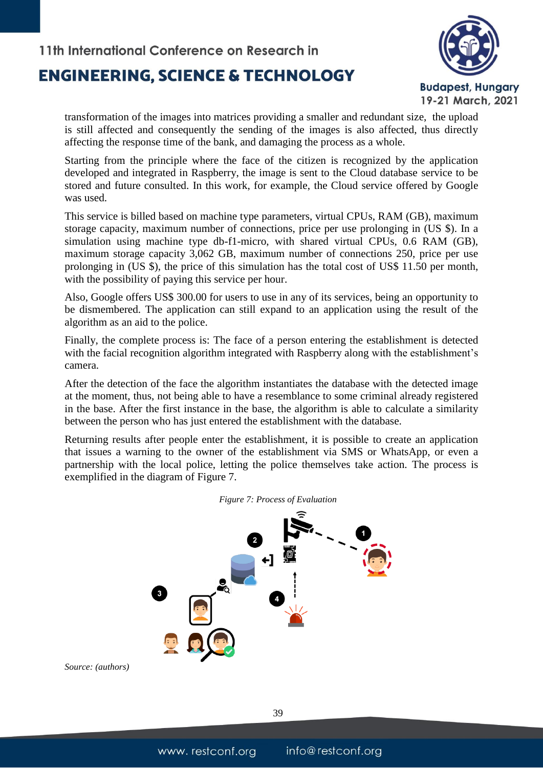transformation of the images into matrices providing a smaller and redundant size, the upload is still affected and consequently the sending of the images is also affected, thus directly affecting the response time of the bank, and damaging the process as a whole.

Starting from the principle where the face of the citizen is recognized by the application developed and integrated in Raspberry, the image is sent to the Cloud database service to be stored and future consulted. In this work, for example, the Cloud service offered by Google was used.

This service is billed based on machine type parameters, virtual CPUs, RAM (GB), maximum storage capacity, maximum number of connections, price per use prolonging in (US $). In a simulation using machine type db-f1-micro, with shared virtual CPUs, 0.6 RAM (GB), maximum storage capacity 3,062 GB, maximum number of connections 250, price per use prolonging in (US $), the price of this simulation has the total cost of US$ 11.50 per month, with the possibility of paying this service per hour.

Also, Google offers US$ 300.00 for users to use in any of its services, being an opportunity to be dismembered. The application can still expand to an application using the result of the algorithm as an aid to the police.

Finally, the complete process is: The face of a person entering the establishment is detected with the facial recognition algorithm integrated with Raspberry along with the establishment's camera.

After the detection of the face the algorithm instantiates the database with the detected image at the moment, thus, not being able to have a resemblance to some criminal already registered in the base. After the first instance in the base, the algorithm is able to calculate a similarity between the person who has just entered the establishment with the database.

Returning results after people enter the establishment, it is possible to create an application that issues a warning to the owner of the establishment via SMS or WhatsApp, or even a partnership with the local police, letting the police themselves take action. The process is exemplified in the diagram of Figure 7.

*Figure 7: Process of Evaluation*

*Source: (authors)*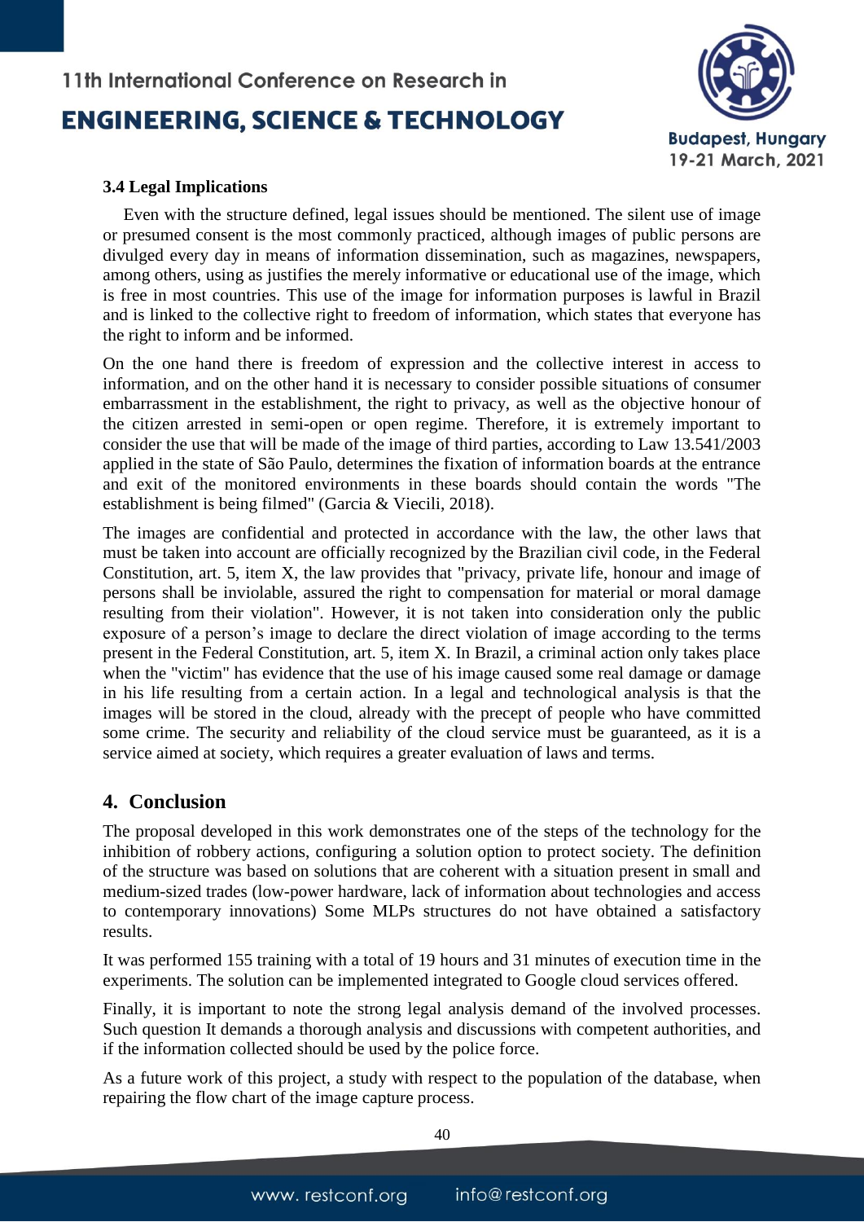### 3.4 Legal Implications

Even with the structure defined, legal issues should be mentioned. The silent use of image or presumed consent is the most commonly practiced, although images of public persons are divulged every day in means of information dissemination, such as magazines, newspapers, among others, using as justifies the merely informative or educational use of the image, which is free in most countries. This use of the image for information purposes is lawful in Brazil and is linked to the collective right to freedom of information, which states that everyone has the right to inform and be informed.

On the one hand there is freedom of expression and the collective interest in access to information, and on the other hand it is necessary to consider possible situations of consumer embarrassment in the establishment, the right to privacy, as well as the objective honour of the citizen arrested in semi-open or open regime. Therefore, it is extremely important to consider the use that will be made of the image of third parties, according to Law 13.541/2003 applied in the state of São Paulo, determines the fixation of information boards at the entrance and exit of the monitored environments in these boards should contain the words "The establishment is being filmed" (Garcia & Viecili, 2018).

The images are confidential and protected in accordance with the law, the other laws that must be taken into account are officially recognized by the Brazilian civil code, in the Federal Constitution, art. 5, item X, the law provides that "privacy, private life, honour and image of persons shall be inviolable, assured the right to compensation for material or moral damage resulting from their violation". However, it is not taken into consideration only the public exposure of a person's image to declare the direct violation of image according to the terms present in the Federal Constitution, art. 5, item X. In Brazil, a criminal action only takes place when the "victim" has evidence that the use of his image caused some real damage or damage in his life resulting from a certain action. In a legal and technological analysis is that the images will be stored in the cloud, already with the precept of people who have committed some crime. The security and reliability of the cloud service must be guaranteed, as it is a service aimed at society, which requires a greater evaluation of laws and terms.

## 4. Conclusion

The proposal developed in this work demonstrates one of the steps of the technology for the inhibition of robbery actions, configuring a solution option to protect society. The definition of the structure was based on solutions that are coherent with a situation present in small and medium-sized trades (low-power hardware, lack of information about technologies and access to contemporary innovations) Some MLPs structures do not have obtained a satisfactory results.

It was performed 155 training with a total of 19 hours and 31 minutes of execution time in the experiments. The solution can be implemented integrated to Google cloud services offered.

Finally, it is important to note the strong legal analysis demand of the involved processes. Such question It demands a thorough analysis and discussions with competent authorities, and if the information collected should be used by the police force.

As a future work of this project, a study with respect to the population of the database, when repairing the flow chart of the image capture process.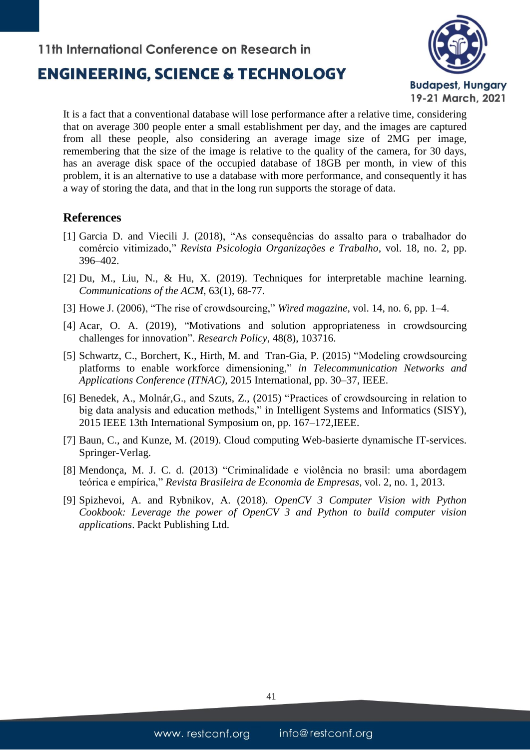It is a fact that a conventional database will lose performance after a relative time, considering that on average 300 people enter a small establishment per day, and the images are captured from all these people, also considering an average image size of 2MG per image, remembering that the size of the image is relative to the quality of the camera, for 30 days, has an average disk space of the occupied database of 18GB per month, in view of this problem, it is an alternative to use a database with more performance, and consequently it has a way of storing the data, and that in the long run supports the storage of data.

## References

[1] Garcia D. and Viecili J. (2018), "As consequências do assalto para o trabalhador do comércio vitimizado," *Revista Psicologia Organizações e Trabalho*, vol. 18, no. 2, pp. 396–402.

[2] Du, M., Liu, N., & Hu, X. (2019). Techniques for interpretable machine learning. *Communications of the ACM*, 63(1), 68-77.

[3] Howe J. (2006), "The rise of crowdsourcing," *Wired magazine*, vol. 14, no. 6, pp. 1–4.

[4] Acar, O. A. (2019), "Motivations and solution appropriateness in crowdsourcing challenges for innovation". *Research Policy*, 48(8), 103716.

[5] Schwartz, C., Borchert, K., Hirth, M. and Tran-Gia, P. (2015) "Modeling crowdsourcing platforms to enable workforce dimensioning," *in Telecommunication Networks and Applications Conference (ITNAC)*, 2015 International, pp. 30–37, IEEE.

[6] Benedek, A., Molnár,G., and Szuts, Z., (2015) "Practices of crowdsourcing in relation to big data analysis and education methods," in Intelligent Systems and Informatics (SISY), 2015 IEEE 13th International Symposium on, pp. 167–172,IEEE.

[7] Baun, C., and Kunze, M. (2019). Cloud computing Web-basierte dynamische IT-services. Springer-Verlag.

[8] Mendonça, M. J. C. d. (2013) "Criminalidade e violência no brasil: uma abordagem teórica e empírica," *Revista Brasileira de Economia de Empresas*, vol. 2, no. 1, 2013.

[9] Spizhevoi, A. and Rybnikov, A. (2018). *OpenCV 3 Computer Vision with Python Cookbook: Leverage the power of OpenCV 3 and Python to build computer vision applications*. Packt Publishing Ltd.